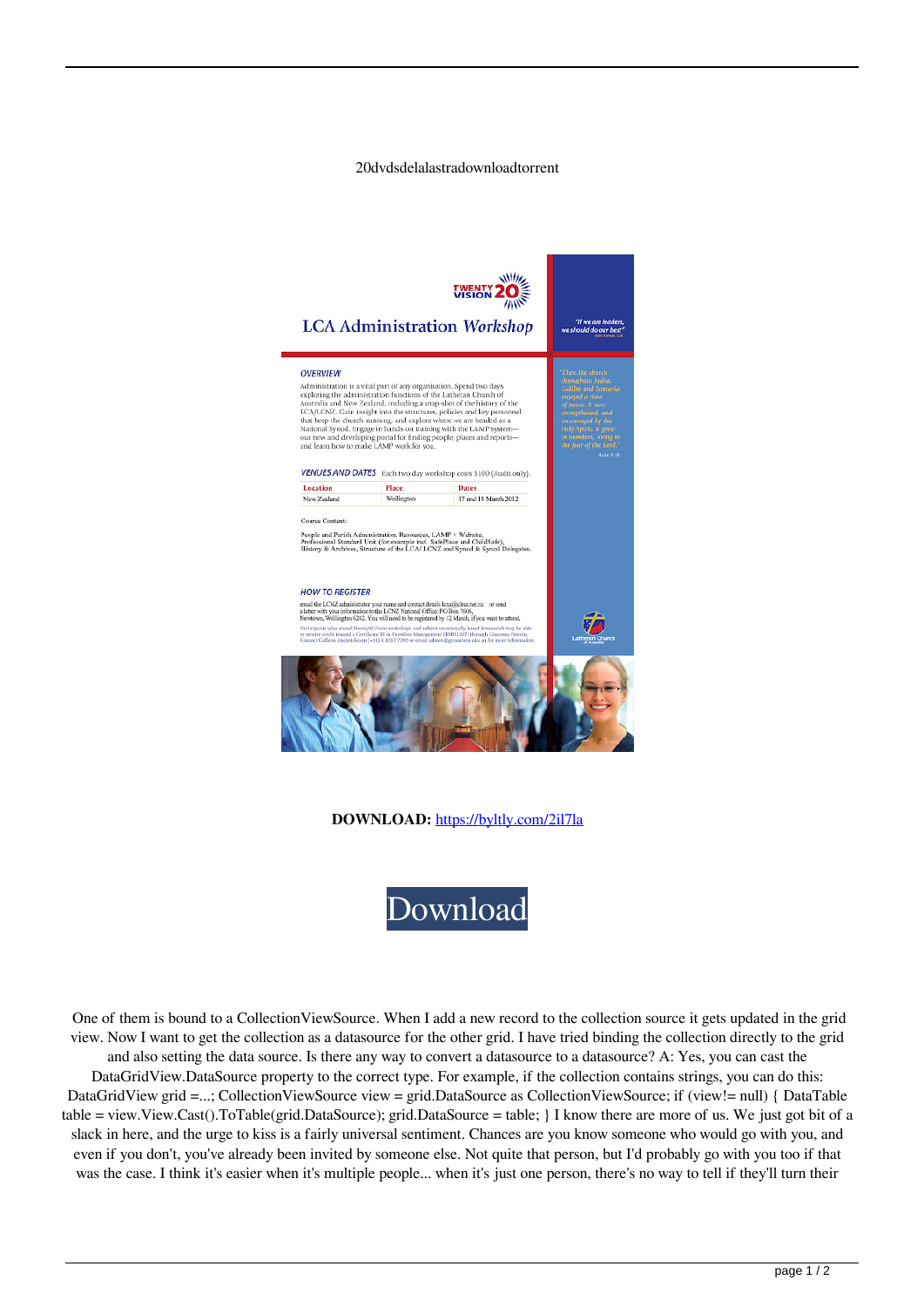20dvdsdelalastradownloadtorrent

**DOWNLOAD:** [https://byltly.com/2il7la](https://byltly.com/2il7la)

Download

One of them is bound to a CollectionViewSource. When I add a new record to the collection source it gets updated in the grid view. Now I want to get the collection as a datasource for the other grid. I have tried binding the collection directly to the grid and also setting the data source. Is there any way to convert a datasource to a datasource? A: Yes, you can cast the DataGridView.DataSource property to the correct type. For example, if the collection contains strings, you can do this: DataGridView grid =...; CollectionViewSource view = grid.DataSource as CollectionViewSource; if (view!= null) { DataTable table = view.View.Cast().ToTable(grid.DataSource); grid.DataSource = table; } I know there are more of us. We just got bit of a slack in here, and the urge to kiss is a fairly universal sentiment. Chances are you know someone who would go with you, and even if you don't, you've already been invited by someone else. Not quite that person, but I'd probably go with you too if that was the case. I think it's easier when it's multiple people... when it's just one person, there's no way to tell if they'll turn their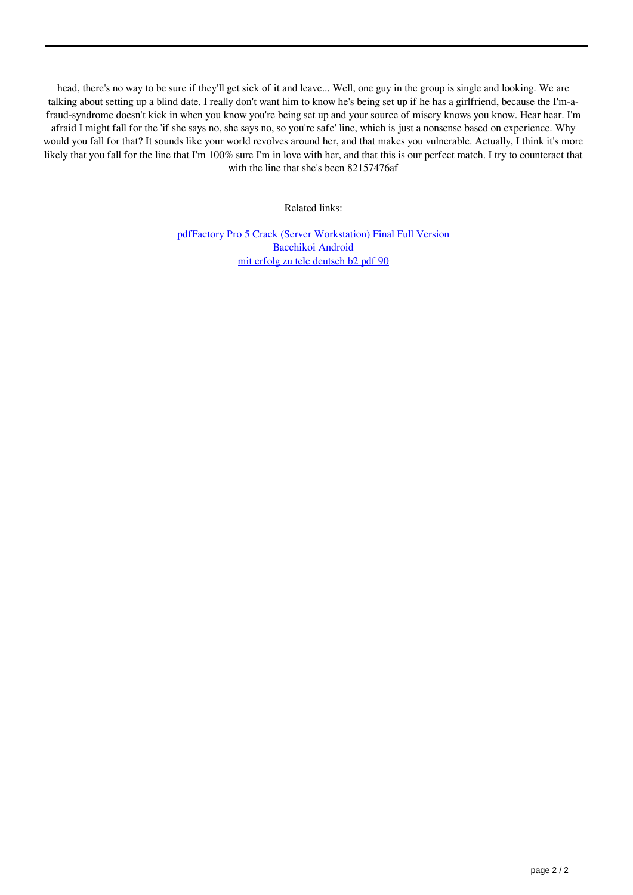head, there's no way to be sure if they'll get sick of it and leave... Well, one guy in the group is single and looking. We are talking about setting up a blind date. I really don't want him to know he's being set up if he has a girlfriend, because the I'm-a-fraud-syndrome doesn't kick in when you know you're being set up and your source of misery knows you know. Hear hear. I'm afraid I might fall for the 'if she says no, she says no, so you're safe' line, which is just a nonsense based on experience. Why would you fall for that? It sounds like your world revolves around her, and that makes you vulnerable. Actually, I think it's more likely that you fall for the line that I'm 100% sure I'm in love with her, and that this is our perfect match. I try to counteract that with the line that she's been 82157476af

Related links:

pdfFactory Pro 5 Crack (Server Workstation) Final Full Version
Bacchikoi Android
mit erfolg zu telc deutsch b2 pdf 90